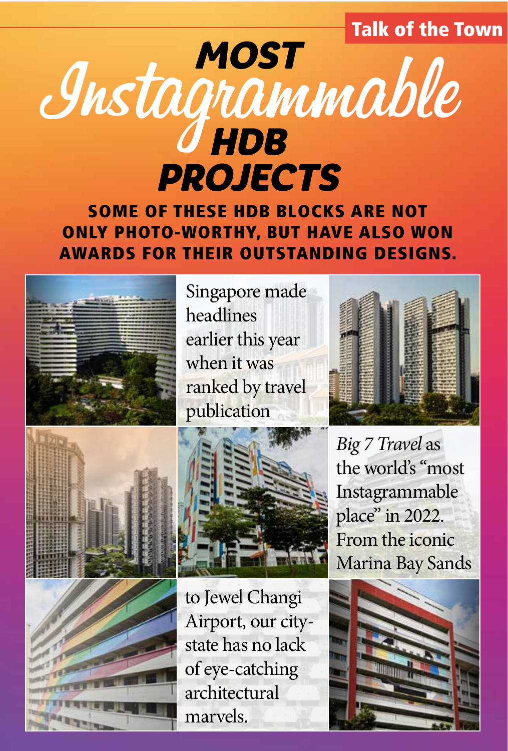Talk of the Town

# MOST Instagrammable HDB PROJECTS

**SOME OF THESE HDB BLOCKS ARE NOT ONLY PHOTO-WORTHY, BUT HAVE ALSO WON AWARDS FOR THEIR OUTSTANDING DESIGNS.**

Singapore made headlines earlier this year when it was ranked by travel publication *Big 7 Travel* as the world's "most Instagrammable place" in 2022. From the iconic Marina Bay Sands to Jewel Changi Airport, our city-state has no lack of eye-catching architectural marvels.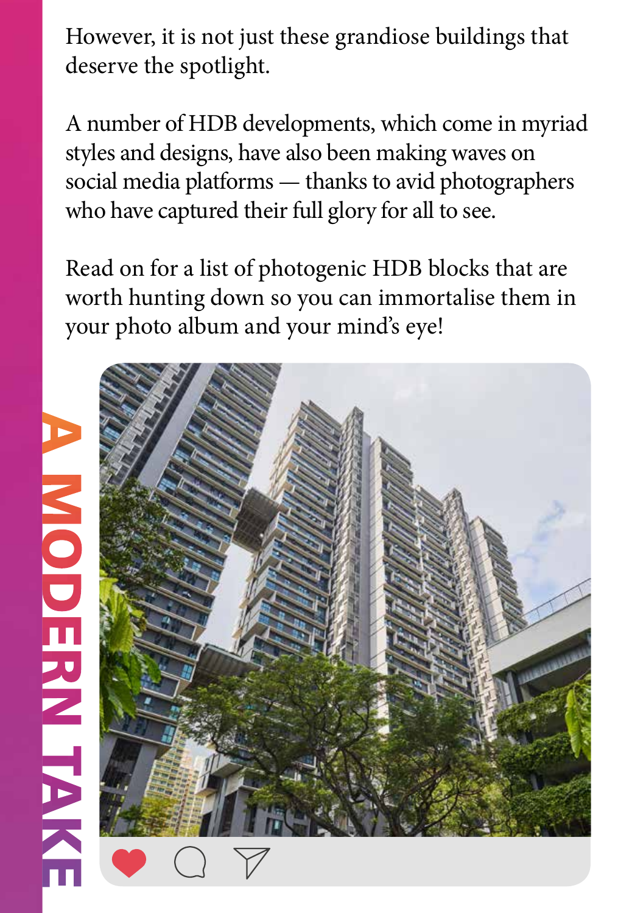# A MODERN TAKE

However, it is not just these grandiose buildings that deserve the spotlight.

A number of HDB developments, which come in myriad styles and designs, have also been making waves on social media platforms — thanks to avid photographers who have captured their full glory for all to see.

Read on for a list of photogenic HDB blocks that are worth hunting down so you can immortalise them in your photo album and your mind's eye!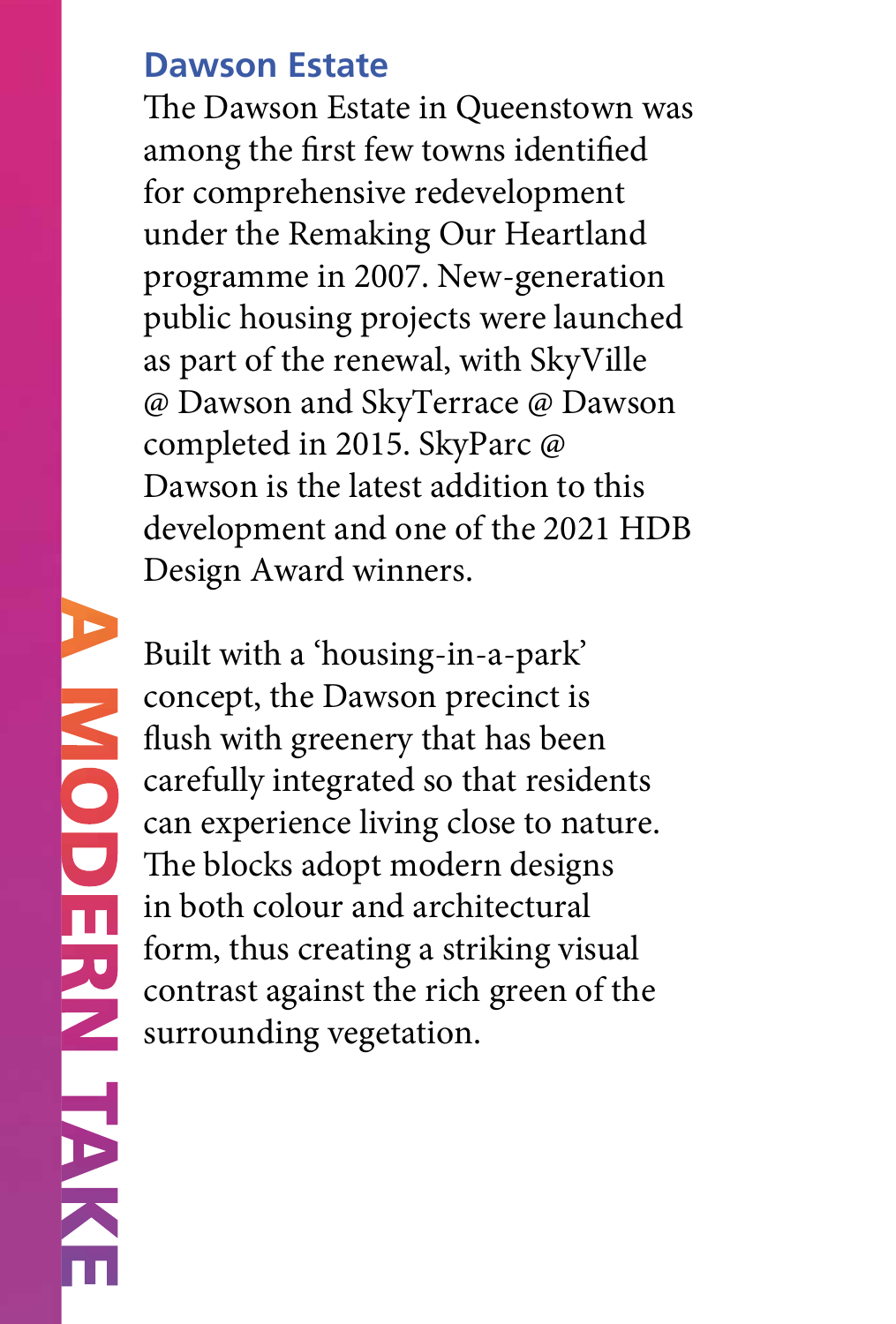## Dawson Estate

The Dawson Estate in Queenstown was among the first few towns identified for comprehensive redevelopment under the Remaking Our Heartland programme in 2007. New-generation public housing projects were launched as part of the renewal, with SkyVille @ Dawson and SkyTerrace @ Dawson completed in 2015. SkyParc @ Dawson is the latest addition to this development and one of the 2021 HDB Design Award winners.

Built with a 'housing-in-a-park' concept, the Dawson precinct is flush with greenery that has been carefully integrated so that residents can experience living close to nature. The blocks adopt modern designs in both colour and architectural form, thus creating a striking visual contrast against the rich green of the surrounding vegetation.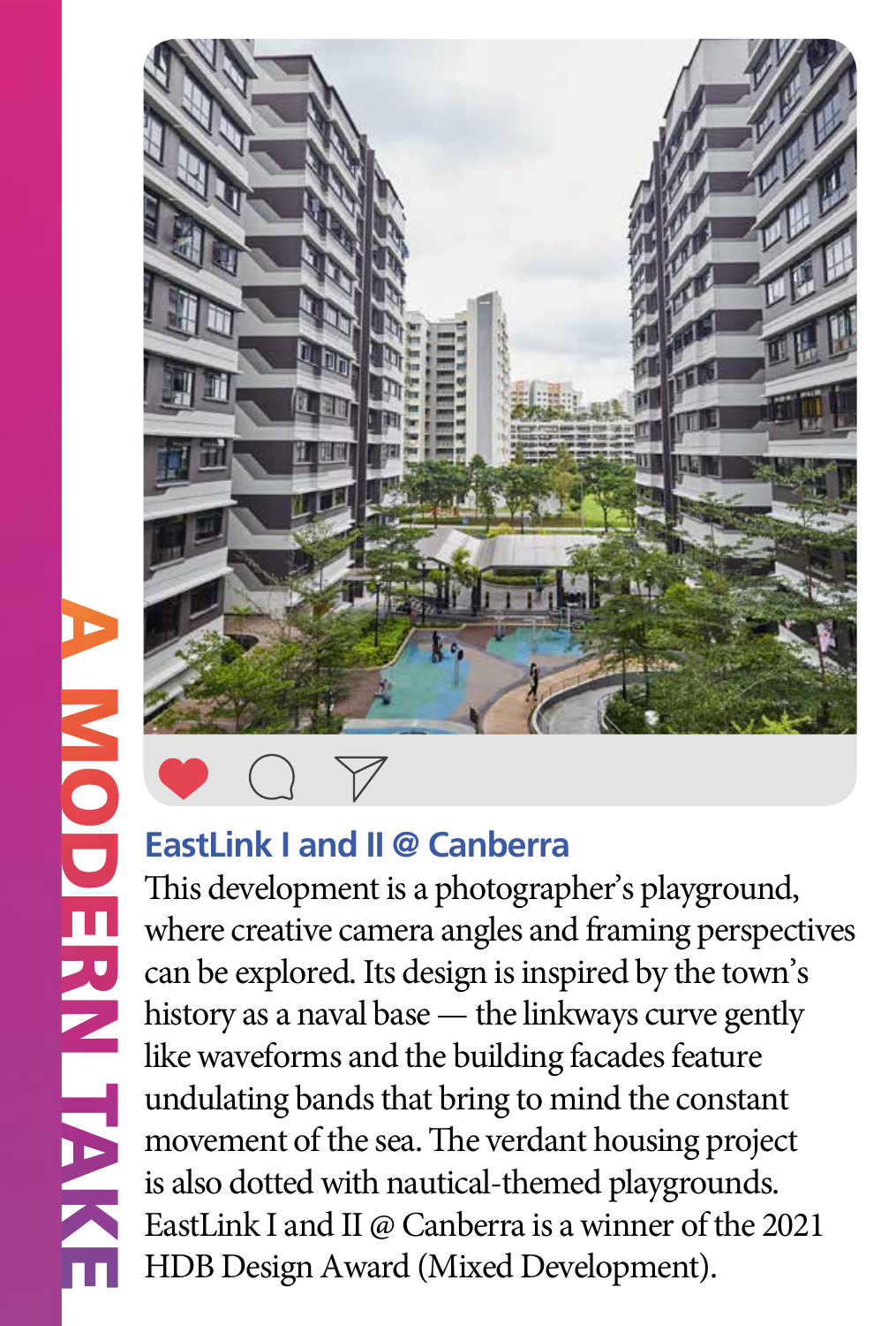# A MODERN TAKE

### EastLink I and II @ Canberra

This development is a photographer's playground, where creative camera angles and framing perspectives can be explored. Its design is inspired by the town's history as a naval base — the linkways curve gently like waveforms and the building facades feature undulating bands that bring to mind the constant movement of the sea. The verdant housing project is also dotted with nautical-themed playgrounds. EastLink I and II @ Canberra is a winner of the 2021 HDB Design Award (Mixed Development).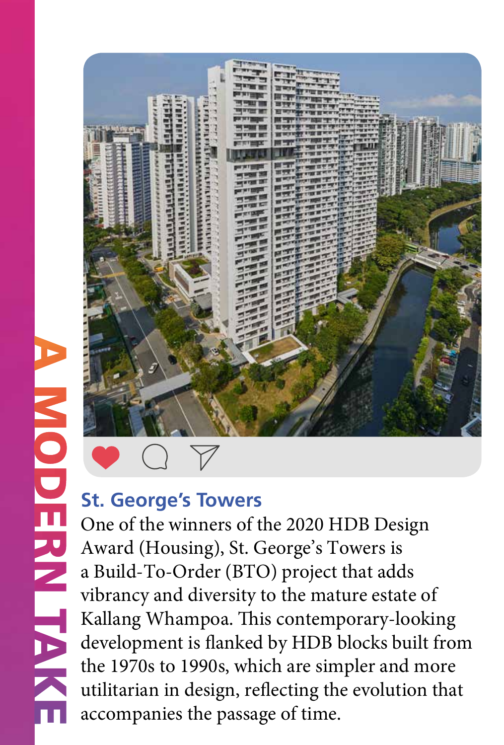# A MODERN TAKE

### St. George's Towers

One of the winners of the 2020 HDB Design Award (Housing), St. George's Towers is a Build-To-Order (BTO) project that adds vibrancy and diversity to the mature estate of Kallang Whampoa. This contemporary-looking development is flanked by HDB blocks built from the 1970s to 1990s, which are simpler and more utilitarian in design, reflecting the evolution that accompanies the passage of time.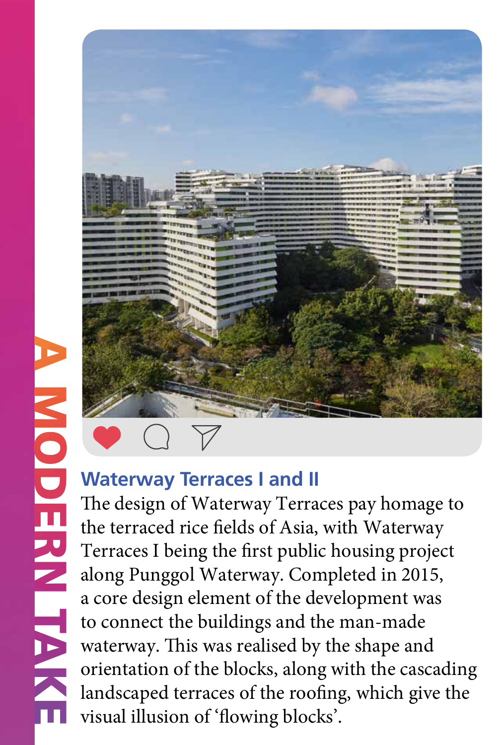A MODERN TAKE

## Waterway Terraces I and II

The design of Waterway Terraces pay homage to the terraced rice fields of Asia, with Waterway Terraces I being the first public housing project along Punggol Waterway. Completed in 2015, a core design element of the development was to connect the buildings and the man-made waterway. This was realised by the shape and orientation of the blocks, along with the cascading landscaped terraces of the roofing, which give the visual illusion of 'flowing blocks'.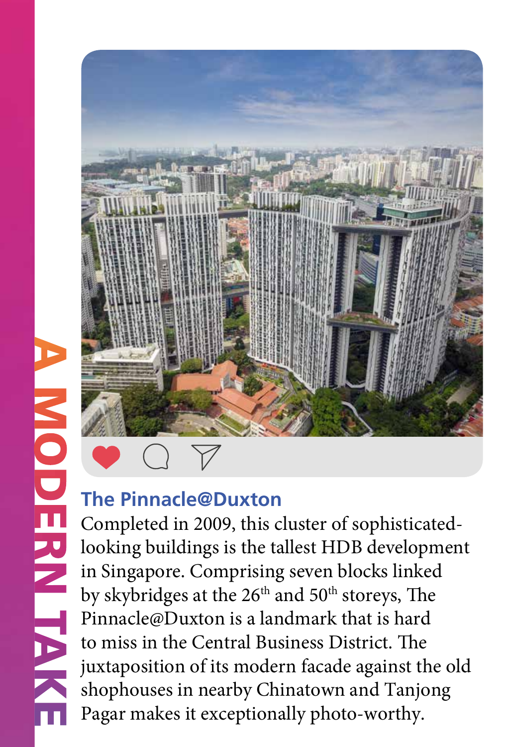# A MODERN TAKE

### The Pinnacle@Duxton

Completed in 2009, this cluster of sophisticated-looking buildings is the tallest HDB development in Singapore. Comprising seven blocks linked by skybridges at the 26th and 50th storeys, The Pinnacle@Duxton is a landmark that is hard to miss in the Central Business District. The juxtaposition of its modern facade against the old shophouses in nearby Chinatown and Tanjong Pagar makes it exceptionally photo-worthy.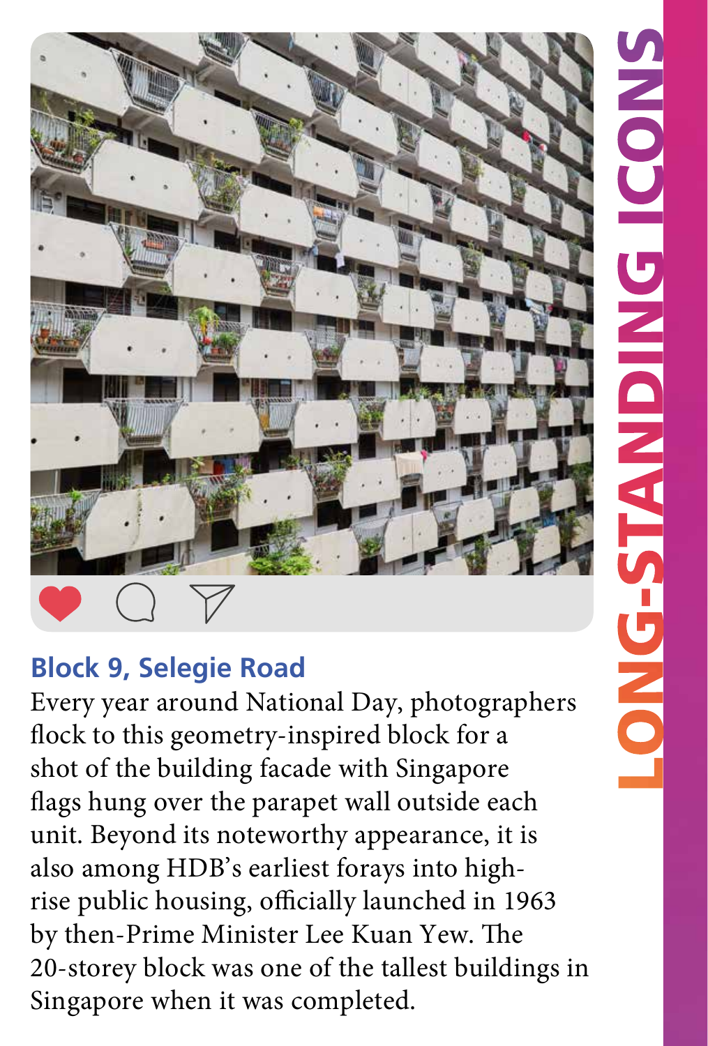# LONG-STANDING ICONS

## Block 9, Selegie Road

Every year around National Day, photographers flock to this geometry-inspired block for a shot of the building facade with Singapore flags hung over the parapet wall outside each unit. Beyond its noteworthy appearance, it is also among HDB's earliest forays into high-rise public housing, officially launched in 1963 by then-Prime Minister Lee Kuan Yew. The 20-storey block was one of the tallest buildings in Singapore when it was completed.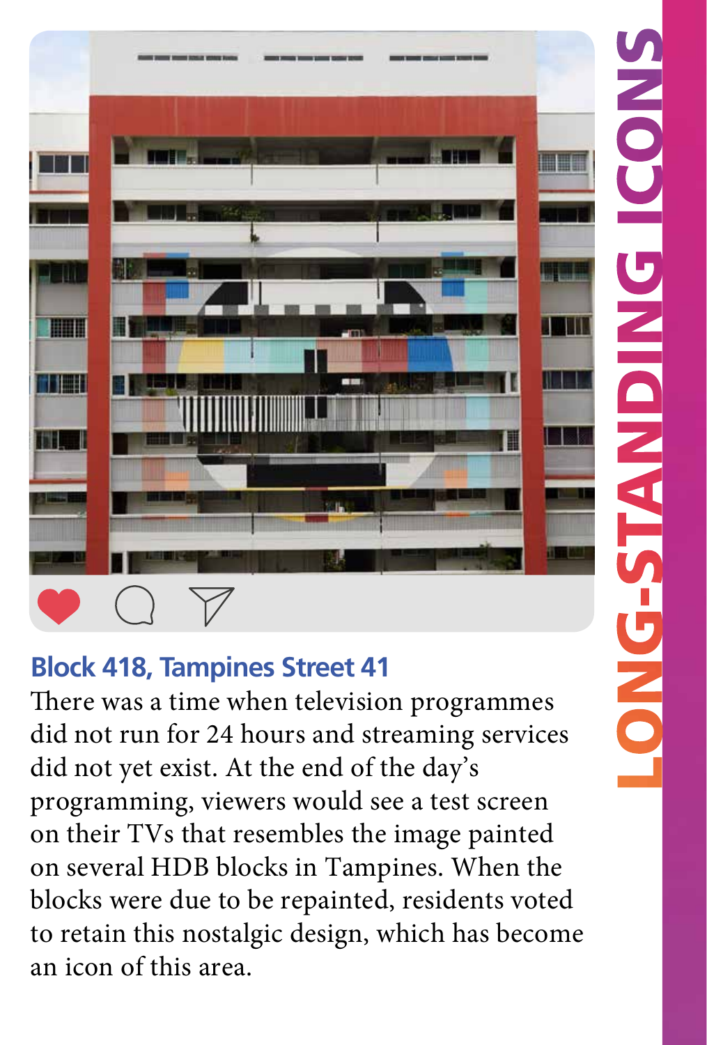# LONG-STANDING ICONS

### Block 418, Tampines Street 41

There was a time when television programmes did not run for 24 hours and streaming services did not yet exist. At the end of the day's programming, viewers would see a test screen on their TVs that resembles the image painted on several HDB blocks in Tampines. When the blocks were due to be repainted, residents voted to retain this nostalgic design, which has become an icon of this area.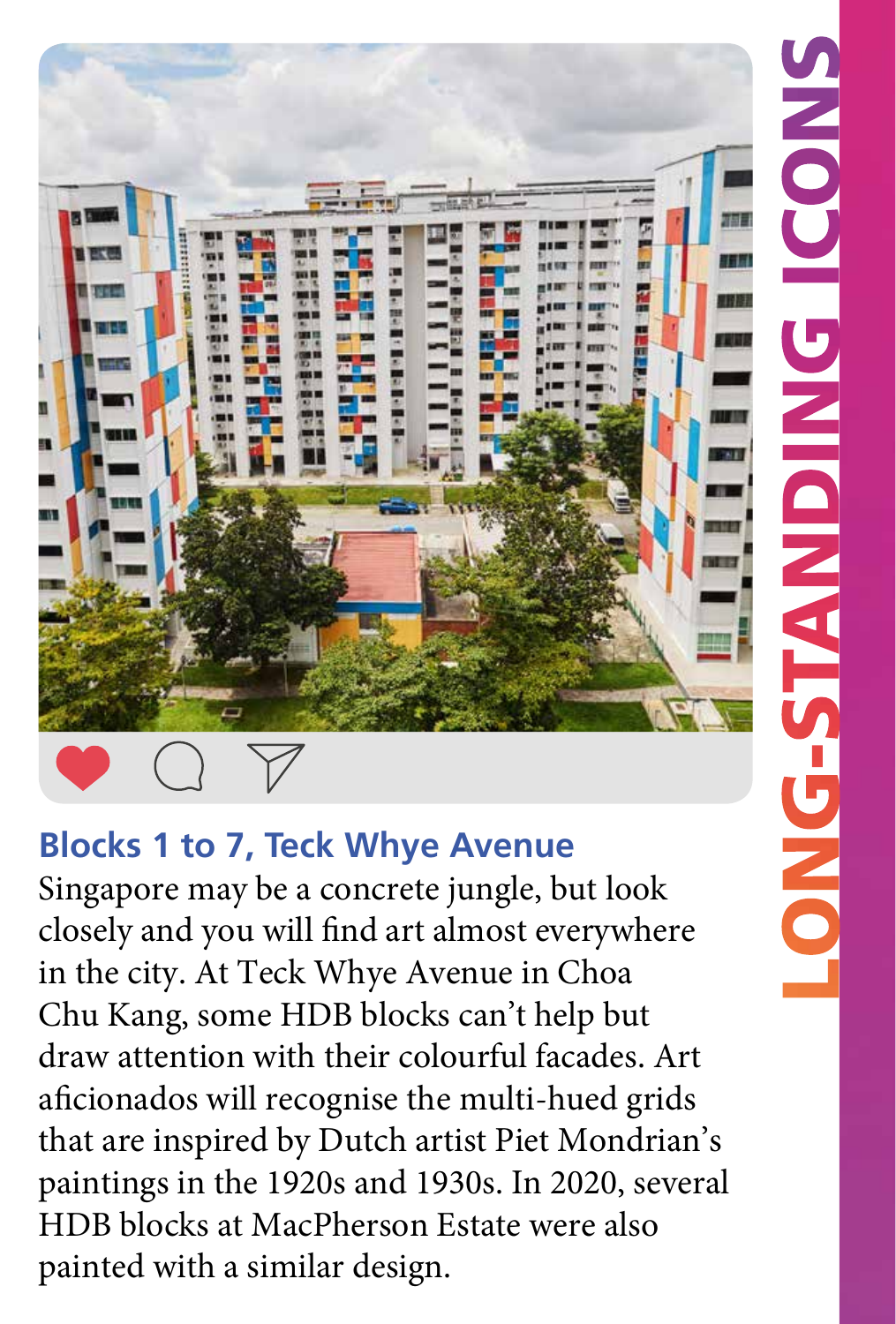## Blocks 1 to 7, Teck Whye Avenue

Singapore may be a concrete jungle, but look closely and you will find art almost everywhere in the city. At Teck Whye Avenue in Choa Chu Kang, some HDB blocks can't help but draw attention with their colourful facades. Art aficionados will recognise the multi-hued grids that are inspired by Dutch artist Piet Mondrian's paintings in the 1920s and 1930s. In 2020, several HDB blocks at MacPherson Estate were also painted with a similar design.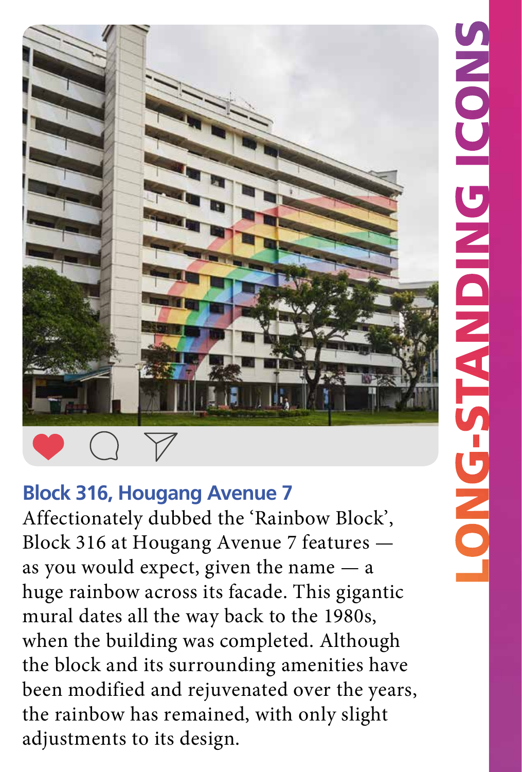## LONG-STANDING ICONS

### Block 316, Hougang Avenue 7

Affectionately dubbed the 'Rainbow Block', Block 316 at Hougang Avenue 7 features — as you would expect, given the name — a huge rainbow across its facade. This gigantic mural dates all the way back to the 1980s, when the building was completed. Although the block and its surrounding amenities have been modified and rejuvenated over the years, the rainbow has remained, with only slight adjustments to its design.